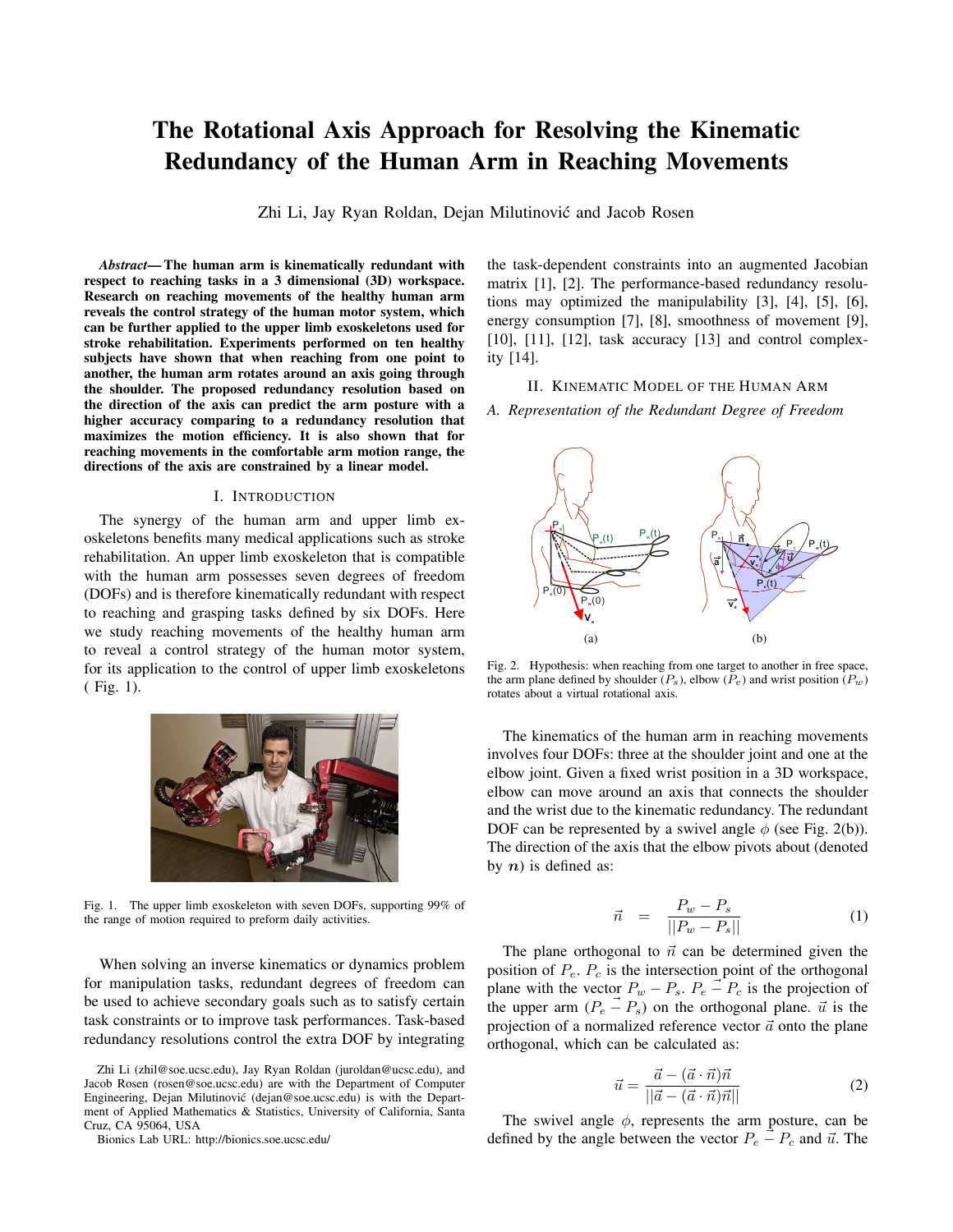# The Rotational Axis Approach for Resolving the Kinematic Redundancy of the Human Arm in Reaching Movements

Zhi Li, Jay Ryan Roldan, Dejan Milutinović and Jacob Rosen

***Abstract*— The human arm is kinematically redundant with respect to reaching tasks in a 3 dimensional (3D) workspace. Research on reaching movements of the healthy human arm reveals the control strategy of the human motor system, which can be further applied to the upper limb exoskeletons used for stroke rehabilitation. Experiments performed on ten healthy subjects have shown that when reaching from one point to another, the human arm rotates around an axis going through the shoulder. The proposed redundancy resolution based on the direction of the axis can predict the arm posture with a higher accuracy comparing to a redundancy resolution that maximizes the motion efficiency. It is also shown that for reaching movements in the comfortable arm motion range, the directions of the axis are constrained by a linear model.**

## I. INTRODUCTION

The synergy of the human arm and upper limb exoskeletons benefits many medical applications such as stroke rehabilitation. An upper limb exoskeleton that is compatible with the human arm possesses seven degrees of freedom (DOFs) and is therefore kinematically redundant with respect to reaching and grasping tasks defined by six DOFs. Here we study reaching movements of the healthy human arm to reveal a control strategy of the human motor system, for its application to the control of upper limb exoskeletons ( Fig. 1).

Fig. 1. The upper limb exoskeleton with seven DOFs, supporting 99% of the range of motion required to preform daily activities.

When solving an inverse kinematics or dynamics problem for manipulation tasks, redundant degrees of freedom can be used to achieve secondary goals such as to satisfy certain task constraints or to improve task performances. Task-based redundancy resolutions control the extra DOF by integrating the task-dependent constraints into an augmented Jacobian matrix [1], [2]. The performance-based redundancy resolutions may optimized the manipulability [3], [4], [5], [6], energy consumption [7], [8], smoothness of movement [9], [10], [11], [12], task accuracy [13] and control complexity [14].

Zhi Li (zhil@soe.ucsc.edu), Jay Ryan Roldan (juroldan@ucsc.edu), and Jacob Rosen (rosen@soe.ucsc.edu) are with the Department of Computer Engineering, Dejan Milutinović (dejan@soe.ucsc.edu) is with the Department of Applied Mathematics & Statistics, University of California, Santa Cruz, CA 95064, USA

Bionics Lab URL: http://bionics.soe.ucsc.edu/

## II. KINEMATIC MODEL OF THE HUMAN ARM

### A. Representation of the Redundant Degree of Freedom

Fig. 2. Hypothesis: when reaching from one target to another in free space, the arm plane defined by shoulder ($P_s$), elbow ($P_e$) and wrist position ($P_w$) rotates about a virtual rotational axis.

The kinematics of the human arm in reaching movements involves four DOFs: three at the shoulder joint and one at the elbow joint. Given a fixed wrist position in a 3D workspace, elbow can move around an axis that connects the shoulder and the wrist due to the kinematic redundancy. The redundant DOF can be represented by a swivel angle $\phi$ (see Fig. 2(b)). The direction of the axis that the elbow pivots about (denoted by $\boldsymbol{n}$) is defined as:

$$\vec{n} \quad = \quad \frac{P_w - P_s}{||P_w - P_s||} \tag{1}$$

The plane orthogonal to $\vec{n}$ can be determined given the position of $P_e$. $P_c$ is the intersection point of the orthogonal plane with the vector $P_w - P_s$. $\vec{P_e - P_c}$ is the projection of the upper arm ($\vec{P_e - P_s}$) on the orthogonal plane. $\vec{u}$ is the projection of a normalized reference vector $\vec{a}$ onto the plane orthogonal, which can be calculated as:

$$\vec{u} = \frac{\vec{a} - (\vec{a} \cdot \vec{n})\vec{n}}{||\vec{a} - (\vec{a} \cdot \vec{n})\vec{n}||} \tag{2}$$

The swivel angle $\phi$, represents the arm posture, can be defined by the angle between the vector $\vec{P_e - P_c}$ and $\vec{u}$. The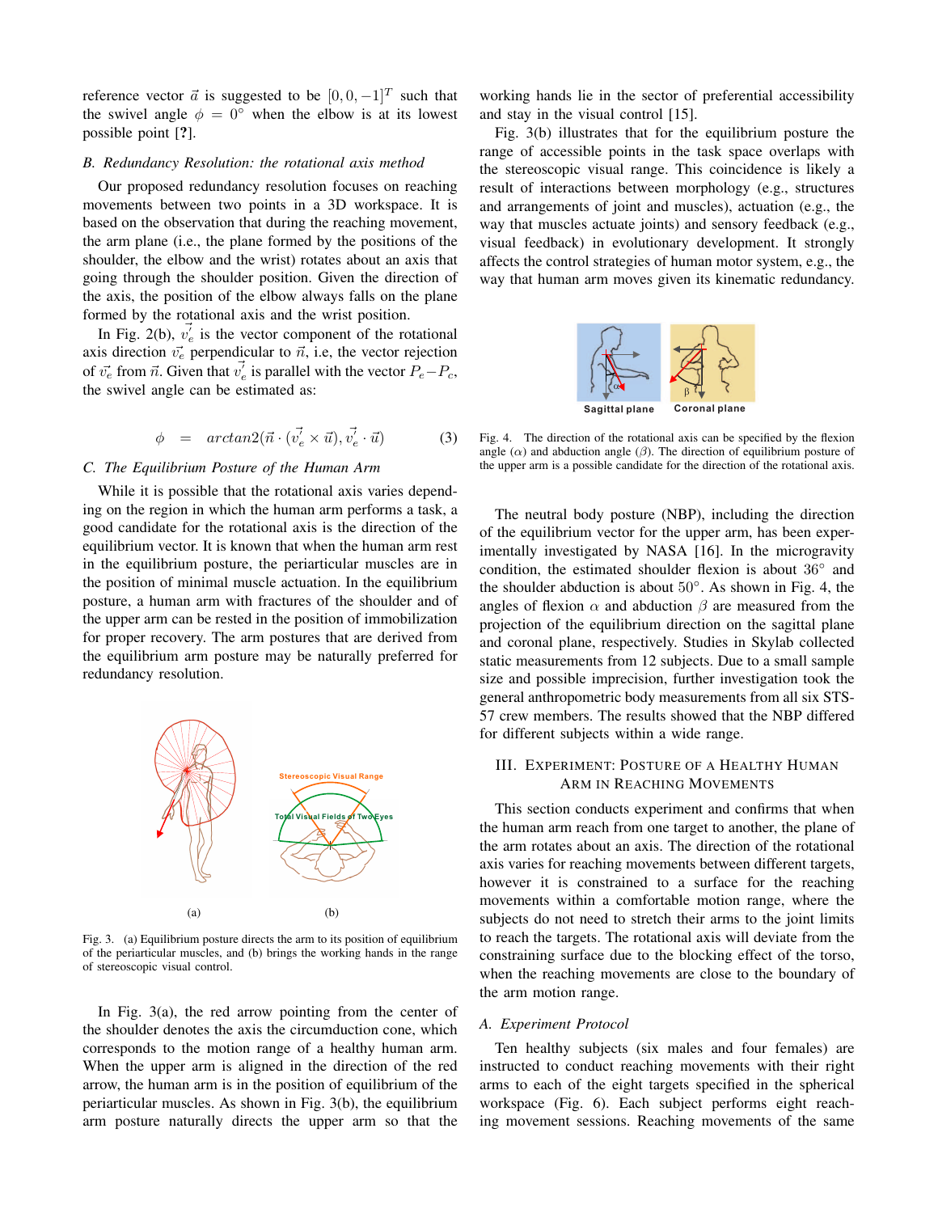reference vector $\vec{a}$ is suggested to be $[0, 0, -1]^T$ such that the swivel angle $\phi = 0°$ when the elbow is at its lowest possible point [?].

### B. Redundancy Resolution: the rotational axis method

Our proposed redundancy resolution focuses on reaching movements between two points in a 3D workspace. It is based on the observation that during the reaching movement, the arm plane (i.e., the plane formed by the positions of the shoulder, the elbow and the wrist) rotates about an axis that going through the shoulder position. Given the direction of the axis, the position of the elbow always falls on the plane formed by the rotational axis and the wrist position.

In Fig. 2(b), $\vec{v_e'}$ is the vector component of the rotational axis direction $\vec{v_e}$ perpendicular to $\vec{n}$, i.e, the vector rejection of $\vec{v_e}$ from $\vec{n}$. Given that $\vec{v_e'}$ is parallel with the vector $P_e - P_c$, the swivel angle can be estimated as:

$$\phi \quad = \quad arctan2(\vec{n} \cdot (\vec{v_e'} \times \vec{u}), \vec{v_e'} \cdot \vec{u}) \tag{3}$$

### C. The Equilibrium Posture of the Human Arm

While it is possible that the rotational axis varies depending on the region in which the human arm performs a task, a good candidate for the rotational axis is the direction of the equilibrium vector. It is known that when the human arm rest in the equilibrium posture, the periarticular muscles are in the position of minimal muscle actuation. In the equilibrium posture, a human arm with fractures of the shoulder and of the upper arm can be rested in the position of immobilization for proper recovery. The arm postures that are derived from the equilibrium arm posture may be naturally preferred for redundancy resolution.

Fig. 3. (a) Equilibrium posture directs the arm to its position of equilibrium of the periarticular muscles, and (b) brings the working hands in the range of stereoscopic visual control.

In Fig. 3(a), the red arrow pointing from the center of the shoulder denotes the axis the circumduction cone, which corresponds to the motion range of a healthy human arm. When the upper arm is aligned in the direction of the red arrow, the human arm is in the position of equilibrium of the periarticular muscles. As shown in Fig. 3(b), the equilibrium arm posture naturally directs the upper arm so that the working hands lie in the sector of preferential accessibility and stay in the visual control [15].

Fig. 3(b) illustrates that for the equilibrium posture the range of accessible points in the task space overlaps with the stereoscopic visual range. This coincidence is likely a result of interactions between morphology (e.g., structures and arrangements of joint and muscles), actuation (e.g., the way that muscles actuate joints) and sensory feedback (e.g., visual feedback) in evolutionary development. It strongly affects the control strategies of human motor system, e.g., the way that human arm moves given its kinematic redundancy.

Fig. 4. The direction of the rotational axis can be specified by the flexion angle ($\alpha$) and abduction angle ($\beta$). The direction of equilibrium posture of the upper arm is a possible candidate for the direction of the rotational axis.

The neutral body posture (NBP), including the direction of the equilibrium vector for the upper arm, has been experimentally investigated by NASA [16]. In the microgravity condition, the estimated shoulder flexion is about 36° and the shoulder abduction is about 50°. As shown in Fig. 4, the angles of flexion $\alpha$ and abduction $\beta$ are measured from the projection of the equilibrium direction on the sagittal plane and coronal plane, respectively. Studies in Skylab collected static measurements from 12 subjects. Due to a small sample size and possible imprecision, further investigation took the general anthropometric body measurements from all six STS-57 crew members. The results showed that the NBP differed for different subjects within a wide range.

## III. Experiment: Posture of a Healthy Human Arm in Reaching Movements

This section conducts experiment and confirms that when the human arm reach from one target to another, the plane of the arm rotates about an axis. The direction of the rotational axis varies for reaching movements between different targets, however it is constrained to a surface for the reaching movements within a comfortable motion range, where the subjects do not need to stretch their arms to the joint limits to reach the targets. The rotational axis will deviate from the constraining surface due to the blocking effect of the torso, when the reaching movements are close to the boundary of the arm motion range.

### A. Experiment Protocol

Ten healthy subjects (six males and four females) are instructed to conduct reaching movements with their right arms to each of the eight targets specified in the spherical workspace (Fig. 6). Each subject performs eight reaching movement sessions. Reaching movements of the same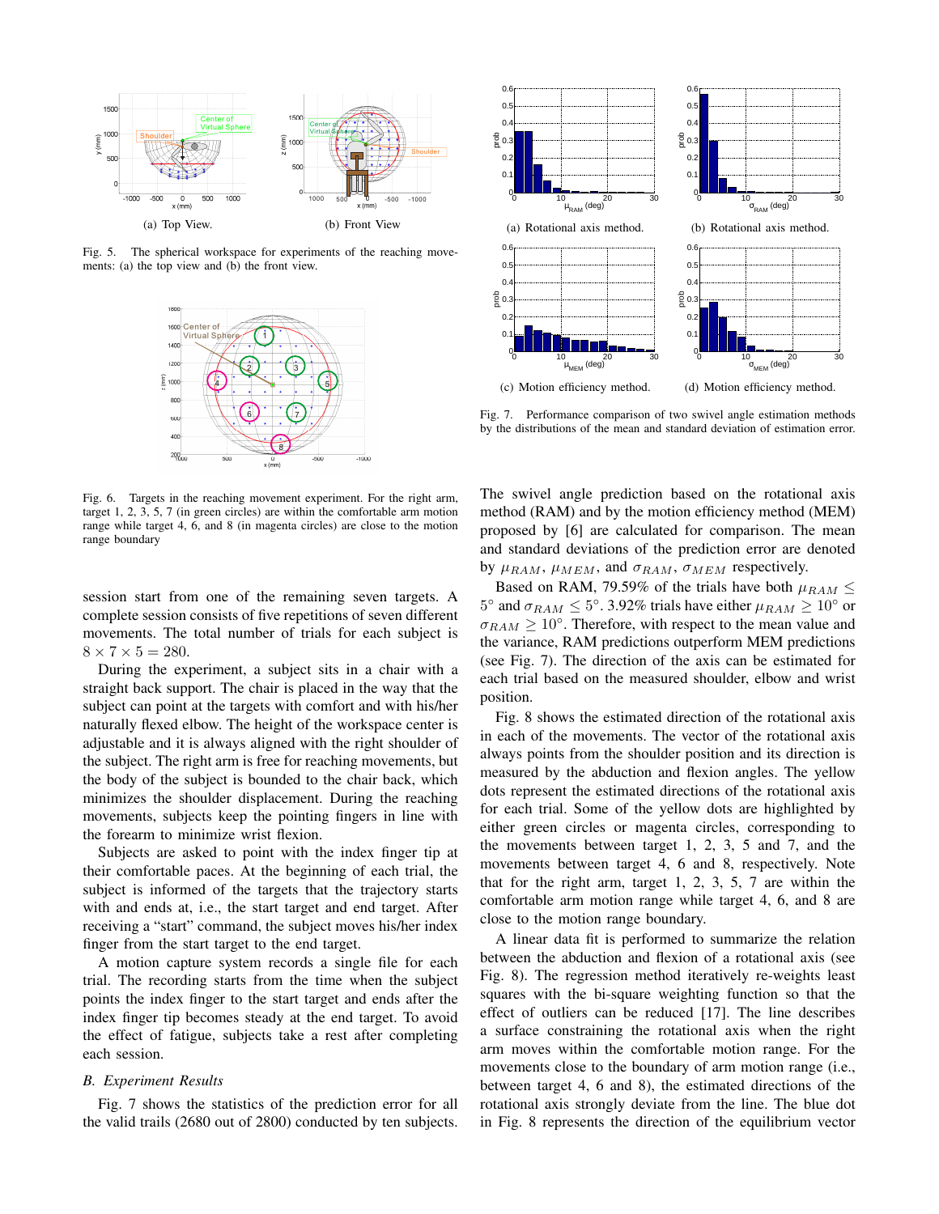1500

1000

500

0

y (mm)

-1000 -500 0 500 1000

x (mm)

Shoulder

Center of Virtual Sphere

(a) Top View.

1500

1000

500

0

z (mm)

1000 500 0 -500 -1000

x (mm)

Center of Virtual Sphere

Shoulder

(b) Front View

Fig. 5. The spherical workspace for experiments of the reaching movements: (a) the top view and (b) the front view.

1800

1600

1400

1200

1000

800

600

400

200

z (mm)

1000 500 0 -500 -1000

x (mm)

Center of Virtual Sphere

1 2 3 4 5 6 7 8

Fig. 6. Targets in the reaching movement experiment. For the right arm, target 1, 2, 3, 5, 7 (in green circles) are within the comfortable arm motion range while target 4, 6, and 8 (in magenta circles) are close to the motion range boundary

session start from one of the remaining seven targets. A complete session consists of five repetitions of seven different movements. The total number of trials for each subject is $8 \times 7 \times 5 = 280$.

During the experiment, a subject sits in a chair with a straight back support. The chair is placed in the way that the subject can point at the targets with comfort and with his/her naturally flexed elbow. The height of the workspace center is adjustable and it is always aligned with the right shoulder of the subject. The right arm is free for reaching movements, but the body of the subject is bounded to the chair back, which minimizes the shoulder displacement. During the reaching movements, subjects keep the pointing fingers in line with the forearm to minimize wrist flexion.

Subjects are asked to point with the index finger tip at their comfortable paces. At the beginning of each trial, the subject is informed of the targets that the trajectory starts with and ends at, i.e., the start target and end target. After receiving a "start" command, the subject moves his/her index finger from the start target to the end target.

A motion capture system records a single file for each trial. The recording starts from the time when the subject points the index finger to the start target and ends after the index finger tip becomes steady at the end target. To avoid the effect of fatigue, subjects take a rest after completing each session.

### B. Experiment Results

Fig. 7 shows the statistics of the prediction error for all the valid trails (2680 out of 2800) conducted by ten subjects.

prob

0 10 20 30

$\mu_{RAM}$ (deg)

(a) Rotational axis method.

prob

0 10 20 30

$\sigma_{RAM}$ (deg)

(b) Rotational axis method.

prob

0 10 20 30

$\mu_{MEM}$ (deg)

(c) Motion efficiency method.

prob

0 10 20 30

$\sigma_{MEM}$ (deg)

(d) Motion efficiency method.

Fig. 7. Performance comparison of two swivel angle estimation methods by the distributions of the mean and standard deviation of estimation error.

The swivel angle prediction based on the rotational axis method (RAM) and by the motion efficiency method (MEM) proposed by [6] are calculated for comparison. The mean and standard deviations of the prediction error are denoted by $\mu_{RAM}$, $\mu_{MEM}$, and $\sigma_{RAM}$, $\sigma_{MEM}$ respectively.

Based on RAM, 79.59% of the trials have both $\mu_{RAM} \leq 5^{\circ}$ and $\sigma_{RAM} \leq 5^{\circ}$. 3.92% trials have either $\mu_{RAM} \geq 10^{\circ}$ or $\sigma_{RAM} \geq 10^{\circ}$. Therefore, with respect to the mean value and the variance, RAM predictions outperform MEM predictions (see Fig. 7). The direction of the axis can be estimated for each trial based on the measured shoulder, elbow and wrist position.

Fig. 8 shows the estimated direction of the rotational axis in each of the movements. The vector of the rotational axis always points from the shoulder position and its direction is measured by the abduction and flexion angles. The yellow dots represent the estimated directions of the rotational axis for each trial. Some of the yellow dots are highlighted by either green circles or magenta circles, corresponding to the movements between target 1, 2, 3, 5 and 7, and the movements between target 4, 6 and 8, respectively. Note that for the right arm, target 1, 2, 3, 5, 7 are within the comfortable arm motion range while target 4, 6, and 8 are close to the motion range boundary.

A linear data fit is performed to summarize the relation between the abduction and flexion of a rotational axis (see Fig. 8). The regression method iteratively re-weights least squares with the bi-square weighting function so that the effect of outliers can be reduced [17]. The line describes a surface constraining the rotational axis when the right arm moves within the comfortable motion range. For the movements close to the boundary of arm motion range (i.e., between target 4, 6 and 8), the estimated directions of the rotational axis strongly deviate from the line. The blue dot in Fig. 8 represents the direction of the equilibrium vector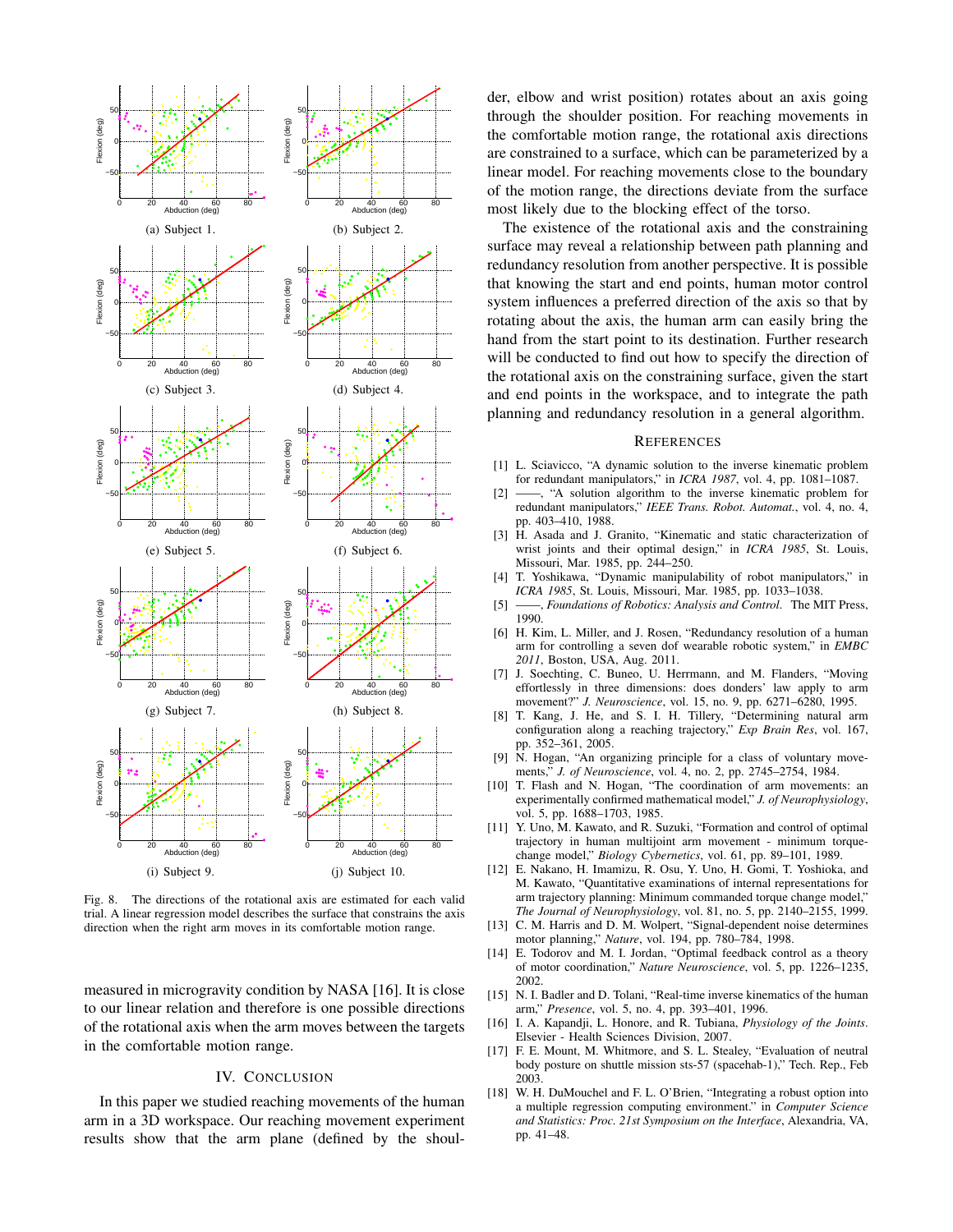50
0
−50
0
20
40
60
80
Flexion (deg)
Abduction (deg)

(a) Subject 1.

50
0
−50
0
20
40
60
80
Flexion (deg)
Abduction (deg)

(b) Subject 2.

50
0
−50
0
20
40
60
80
Flexion (deg)
Abduction (deg)

(c) Subject 3.

50
0
−50
0
20
40
60
80
Flexion (deg)
Abduction (deg)

(d) Subject 4.

50
0
−50
0
20
40
60
80
Flexion (deg)
Abduction (deg)

(e) Subject 5.

50
0
−50
0
20
40
60
80
Flexion (deg)
Abduction (deg)

(f) Subject 6.

50
0
−50
0
20
40
60
80
Flexion (deg)
Abduction (deg)

(g) Subject 7.

50
0
−50
0
20
40
60
80
Flexion (deg)
Abduction (deg)

(h) Subject 8.

50
0
−50
0
20
40
60
80
Flexion (deg)
Abduction (deg)

(i) Subject 9.

50
0
−50
0
20
40
60
80
Flexion (deg)
Abduction (deg)

(j) Subject 10.

Fig. 8. The directions of the rotational axis are estimated for each valid trial. A linear regression model describes the surface that constrains the axis direction when the right arm moves in its comfortable motion range.

measured in microgravity condition by NASA [16]. It is close to our linear relation and therefore is one possible directions of the rotational axis when the arm moves between the targets in the comfortable motion range.

## IV. Conclusion

In this paper we studied reaching movements of the human arm in a 3D workspace. Our reaching movement experiment results show that the arm plane (defined by the shoulder, elbow and wrist position) rotates about an axis going through the shoulder position. For reaching movements in the comfortable motion range, the rotational axis directions are constrained to a surface, which can be parameterized by a linear model. For reaching movements close to the boundary of the motion range, the directions deviate from the surface most likely due to the blocking effect of the torso.

The existence of the rotational axis and the constraining surface may reveal a relationship between path planning and redundancy resolution from another perspective. It is possible that knowing the start and end points, human motor control system influences a preferred direction of the axis so that by rotating about the axis, the human arm can easily bring the hand from the start point to its destination. Further research will be conducted to find out how to specify the direction of the rotational axis on the constraining surface, given the start and end points in the workspace, and to integrate the path planning and redundancy resolution in a general algorithm.

## References

[1] L. Sciavicco, "A dynamic solution to the inverse kinematic problem for redundant manipulators," in *ICRA 1987*, vol. 4, pp. 1081–1087.

[2] ——, "A solution algorithm to the inverse kinematic problem for redundant manipulators," *IEEE Trans. Robot. Automat.*, vol. 4, no. 4, pp. 403–410, 1988.

[3] H. Asada and J. Granito, "Kinematic and static characterization of wrist joints and their optimal design," in *ICRA 1985*, St. Louis, Missouri, Mar. 1985, pp. 244–250.

[4] T. Yoshikawa, "Dynamic manipulability of robot manipulators," in *ICRA 1985*, St. Louis, Missouri, Mar. 1985, pp. 1033–1038.

[5] ——, *Foundations of Robotics: Analysis and Control*. The MIT Press, 1990.

[6] H. Kim, L. Miller, and J. Rosen, "Redundancy resolution of a human arm for controlling a seven dof wearable robotic system," in *EMBC 2011*, Boston, USA, Aug. 2011.

[7] J. Soechting, C. Buneo, U. Herrmann, and M. Flanders, "Moving effortlessly in three dimensions: does donders' law apply to arm movement?" *J. Neuroscience*, vol. 15, no. 9, pp. 6271–6280, 1995.

[8] T. Kang, J. He, and S. I. H. Tillery, "Determining natural arm configuration along a reaching trajectory," *Exp Brain Res*, vol. 167, pp. 352–361, 2005.

[9] N. Hogan, "An organizing principle for a class of voluntary movements," *J. of Neuroscience*, vol. 4, no. 2, pp. 2745–2754, 1984.

[10] T. Flash and N. Hogan, "The coordination of arm movements: an experimentally confirmed mathematical model," *J. of Neurophysiology*, vol. 5, pp. 1688–1703, 1985.

[11] Y. Uno, M. Kawato, and R. Suzuki, "Formation and control of optimal trajectory in human multijoint arm movement - minimum torque-change model," *Biology Cybernetics*, vol. 61, pp. 89–101, 1989.

[12] E. Nakano, H. Imamizu, R. Osu, Y. Uno, H. Gomi, T. Yoshioka, and M. Kawato, "Quantitative examinations of internal representations for arm trajectory planning: Minimum commanded torque change model," *The Journal of Neurophysiology*, vol. 81, no. 5, pp. 2140–2155, 1999.

[13] C. M. Harris and D. M. Wolpert, "Signal-dependent noise determines motor planning," *Nature*, vol. 194, pp. 780–784, 1998.

[14] E. Todorov and M. I. Jordan, "Optimal feedback control as a theory of motor coordination," *Nature Neuroscience*, vol. 5, pp. 1226–1235, 2002.

[15] N. I. Badler and D. Tolani, "Real-time inverse kinematics of the human arm," *Presence*, vol. 5, no. 4, pp. 393–401, 1996.

[16] I. A. Kapandji, L. Honore, and R. Tubiana, *Physiology of the Joints*. Elsevier - Health Sciences Division, 2007.

[17] F. E. Mount, M. Whitmore, and S. L. Stealey, "Evaluation of neutral body posture on shuttle mission sts-57 (spacehab-1)," Tech. Rep., Feb 2003.

[18] W. H. DuMouchel and F. L. O'Brien, "Integrating a robust option into a multiple regression computing environment." in *Computer Science and Statistics: Proc. 21st Symposium on the Interface*, Alexandria, VA, pp. 41–48.